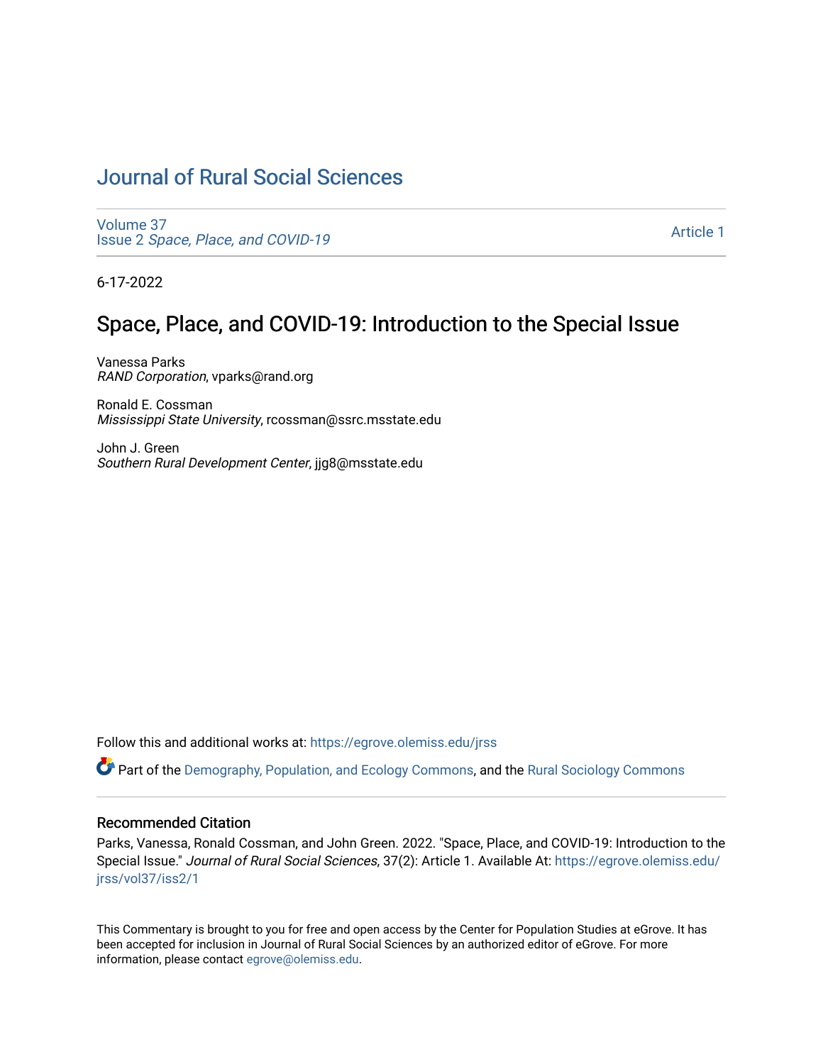# Journal of Rural Social Sciences

Volume 37
Issue 2 *Space, Place, and COVID-19*

Article 1

6-17-2022

## Space, Place, and COVID-19: Introduction to the Special Issue

Vanessa Parks
*RAND Corporation*, vparks@rand.org

Ronald E. Cossman
*Mississippi State University*, rcossman@ssrc.msstate.edu

John J. Green
*Southern Rural Development Center*, jjg8@msstate.edu

Follow this and additional works at: https://egrove.olemiss.edu/jrss

Part of the Demography, Population, and Ecology Commons, and the Rural Sociology Commons

### Recommended Citation

Parks, Vanessa, Ronald Cossman, and John Green. 2022. "Space, Place, and COVID-19: Introduction to the Special Issue." *Journal of Rural Social Sciences*, 37(2): Article 1. Available At: https://egrove.olemiss.edu/jrss/vol37/iss2/1

This Commentary is brought to you for free and open access by the Center for Population Studies at eGrove. It has been accepted for inclusion in Journal of Rural Social Sciences by an authorized editor of eGrove. For more information, please contact egrove@olemiss.edu.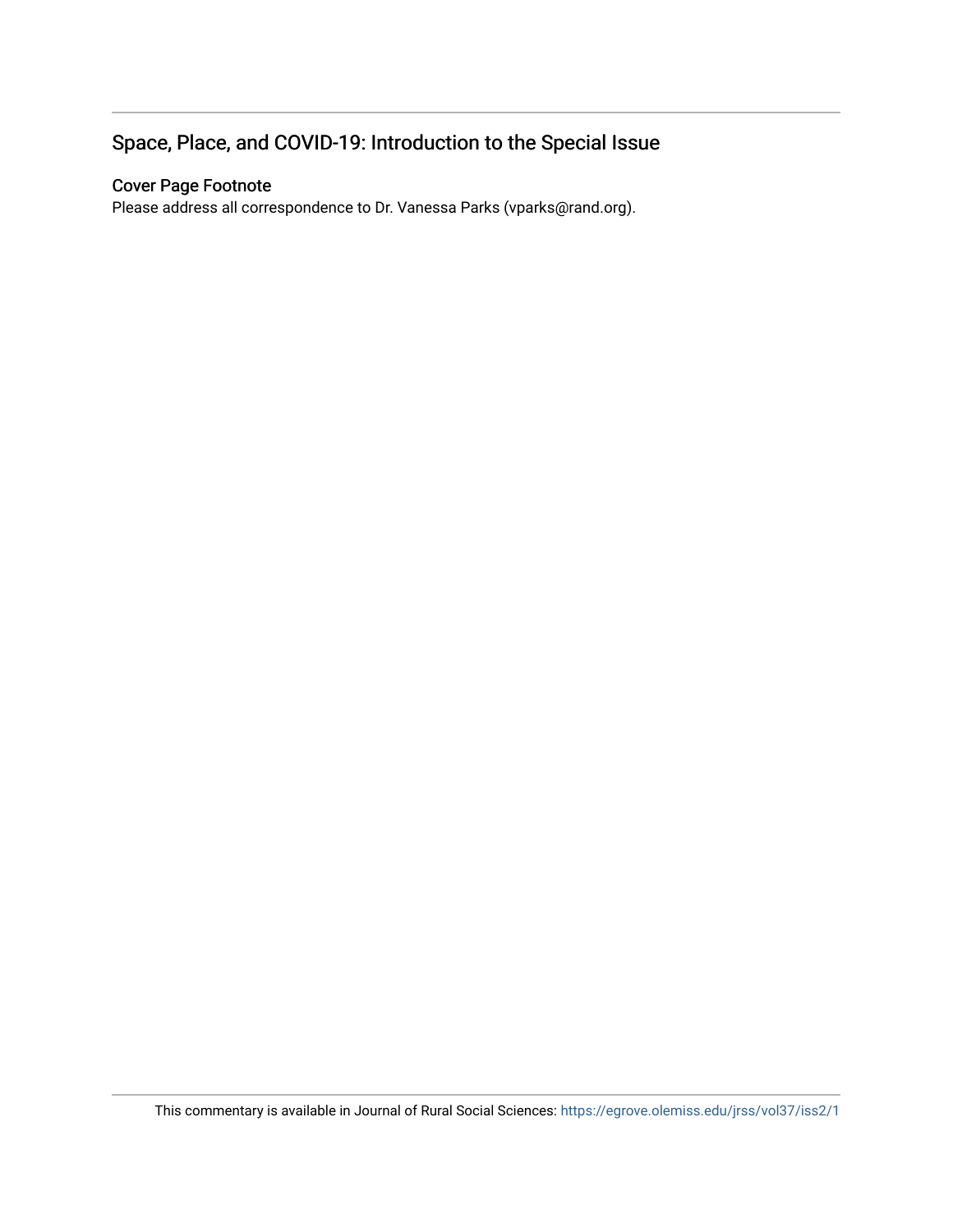## Space, Place, and COVID-19: Introduction to the Special Issue

### Cover Page Footnote

Please address all correspondence to Dr. Vanessa Parks (vparks@rand.org).

This commentary is available in Journal of Rural Social Sciences: https://egrove.olemiss.edu/jrss/vol37/iss2/1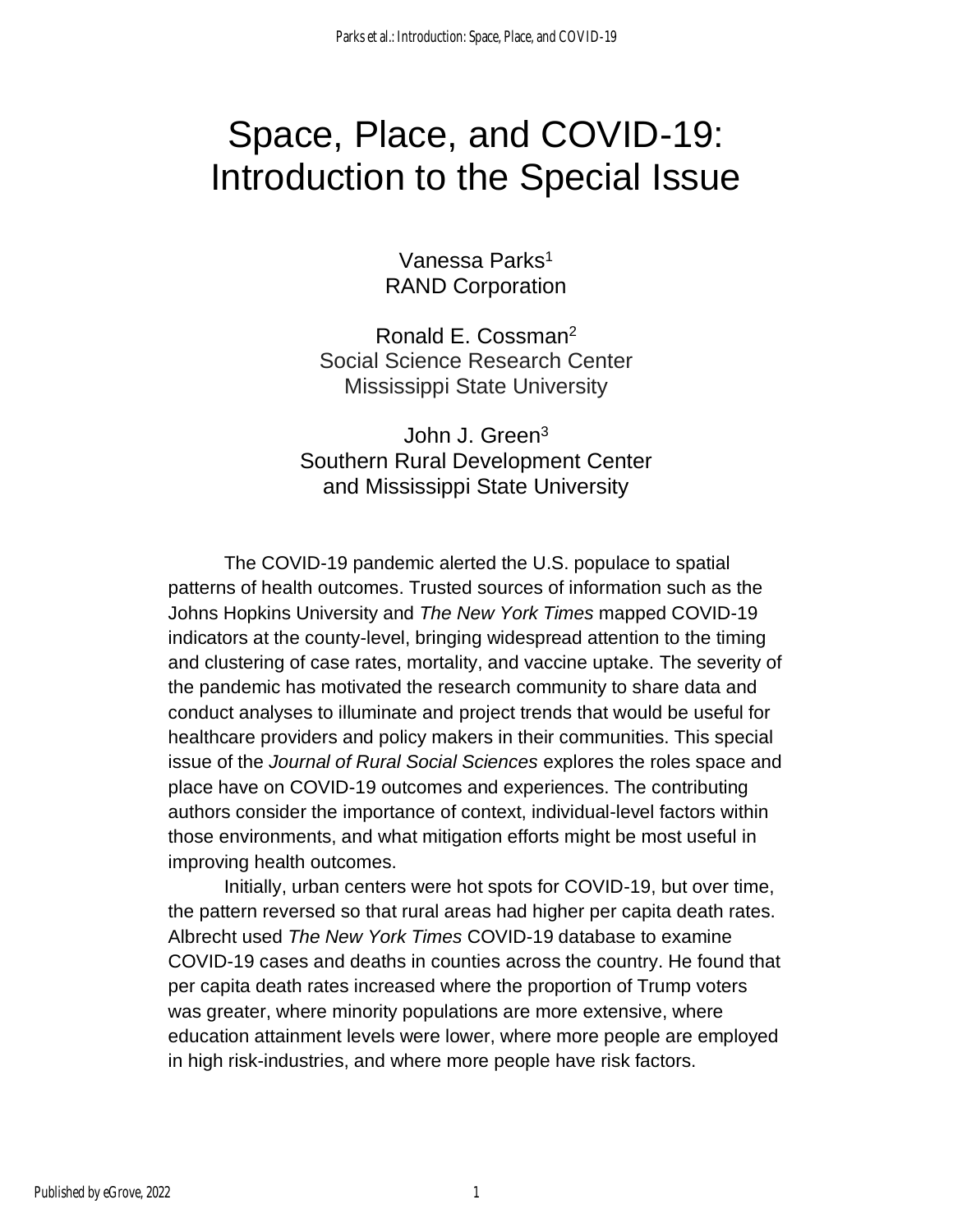# Space, Place, and COVID-19: Introduction to the Special Issue

Vanessa Parks[1]
RAND Corporation

Ronald E. Cossman[2]
Social Science Research Center
Mississippi State University

John J. Green[3]
Southern Rural Development Center
and Mississippi State University

The COVID-19 pandemic alerted the U.S. populace to spatial patterns of health outcomes. Trusted sources of information such as the Johns Hopkins University and *The New York Times* mapped COVID-19 indicators at the county-level, bringing widespread attention to the timing and clustering of case rates, mortality, and vaccine uptake. The severity of the pandemic has motivated the research community to share data and conduct analyses to illuminate and project trends that would be useful for healthcare providers and policy makers in their communities. This special issue of the *Journal of Rural Social Sciences* explores the roles space and place have on COVID-19 outcomes and experiences. The contributing authors consider the importance of context, individual-level factors within those environments, and what mitigation efforts might be most useful in improving health outcomes.

Initially, urban centers were hot spots for COVID-19, but over time, the pattern reversed so that rural areas had higher per capita death rates. Albrecht used *The New York Times* COVID-19 database to examine COVID-19 cases and deaths in counties across the country. He found that per capita death rates increased where the proportion of Trump voters was greater, where minority populations are more extensive, where education attainment levels were lower, where more people are employed in high risk-industries, and where more people have risk factors.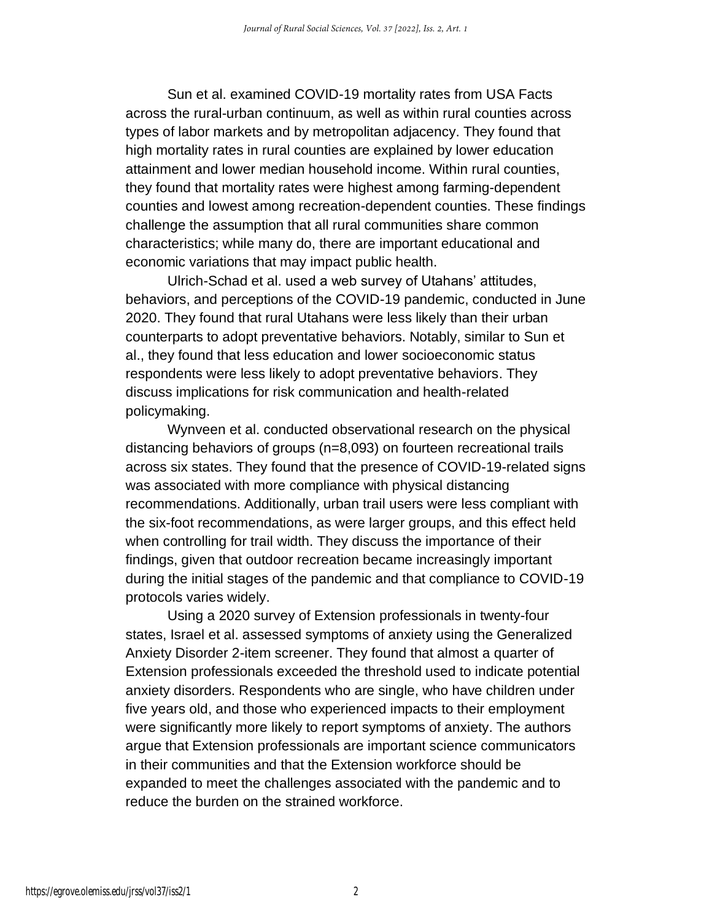Sun et al. examined COVID-19 mortality rates from USA Facts across the rural-urban continuum, as well as within rural counties across types of labor markets and by metropolitan adjacency. They found that high mortality rates in rural counties are explained by lower education attainment and lower median household income. Within rural counties, they found that mortality rates were highest among farming-dependent counties and lowest among recreation-dependent counties. These findings challenge the assumption that all rural communities share common characteristics; while many do, there are important educational and economic variations that may impact public health.

Ulrich-Schad et al. used a web survey of Utahans' attitudes, behaviors, and perceptions of the COVID-19 pandemic, conducted in June 2020. They found that rural Utahans were less likely than their urban counterparts to adopt preventative behaviors. Notably, similar to Sun et al., they found that less education and lower socioeconomic status respondents were less likely to adopt preventative behaviors. They discuss implications for risk communication and health-related policymaking.

Wynveen et al. conducted observational research on the physical distancing behaviors of groups (n=8,093) on fourteen recreational trails across six states. They found that the presence of COVID-19-related signs was associated with more compliance with physical distancing recommendations. Additionally, urban trail users were less compliant with the six-foot recommendations, as were larger groups, and this effect held when controlling for trail width. They discuss the importance of their findings, given that outdoor recreation became increasingly important during the initial stages of the pandemic and that compliance to COVID-19 protocols varies widely.

Using a 2020 survey of Extension professionals in twenty-four states, Israel et al. assessed symptoms of anxiety using the Generalized Anxiety Disorder 2-item screener. They found that almost a quarter of Extension professionals exceeded the threshold used to indicate potential anxiety disorders. Respondents who are single, who have children under five years old, and those who experienced impacts to their employment were significantly more likely to report symptoms of anxiety. The authors argue that Extension professionals are important science communicators in their communities and that the Extension workforce should be expanded to meet the challenges associated with the pandemic and to reduce the burden on the strained workforce.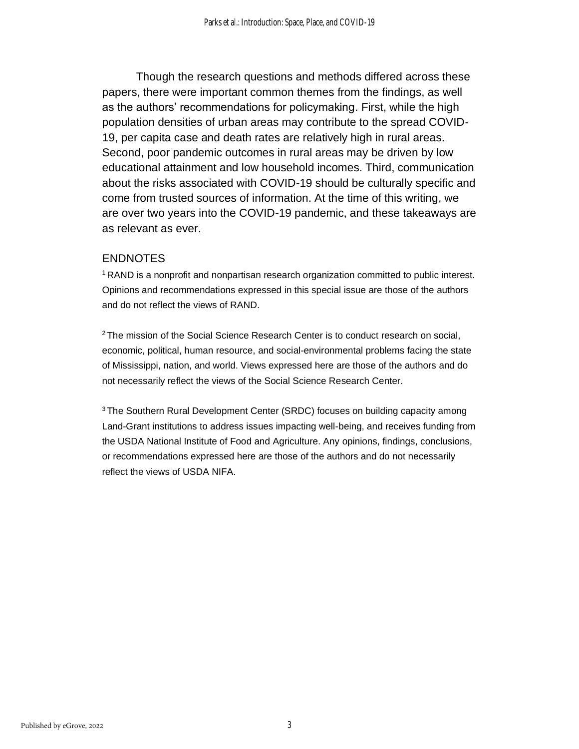Though the research questions and methods differed across these papers, there were important common themes from the findings, as well as the authors' recommendations for policymaking. First, while the high population densities of urban areas may contribute to the spread COVID-19, per capita case and death rates are relatively high in rural areas. Second, poor pandemic outcomes in rural areas may be driven by low educational attainment and low household incomes. Third, communication about the risks associated with COVID-19 should be culturally specific and come from trusted sources of information. At the time of this writing, we are over two years into the COVID-19 pandemic, and these takeaways are as relevant as ever.

## ENDNOTES

[1] RAND is a nonprofit and nonpartisan research organization committed to public interest. Opinions and recommendations expressed in this special issue are those of the authors and do not reflect the views of RAND.

[2] The mission of the Social Science Research Center is to conduct research on social, economic, political, human resource, and social-environmental problems facing the state of Mississippi, nation, and world. Views expressed here are those of the authors and do not necessarily reflect the views of the Social Science Research Center.

[3] The Southern Rural Development Center (SRDC) focuses on building capacity among Land-Grant institutions to address issues impacting well-being, and receives funding from the USDA National Institute of Food and Agriculture. Any opinions, findings, conclusions, or recommendations expressed here are those of the authors and do not necessarily reflect the views of USDA NIFA.